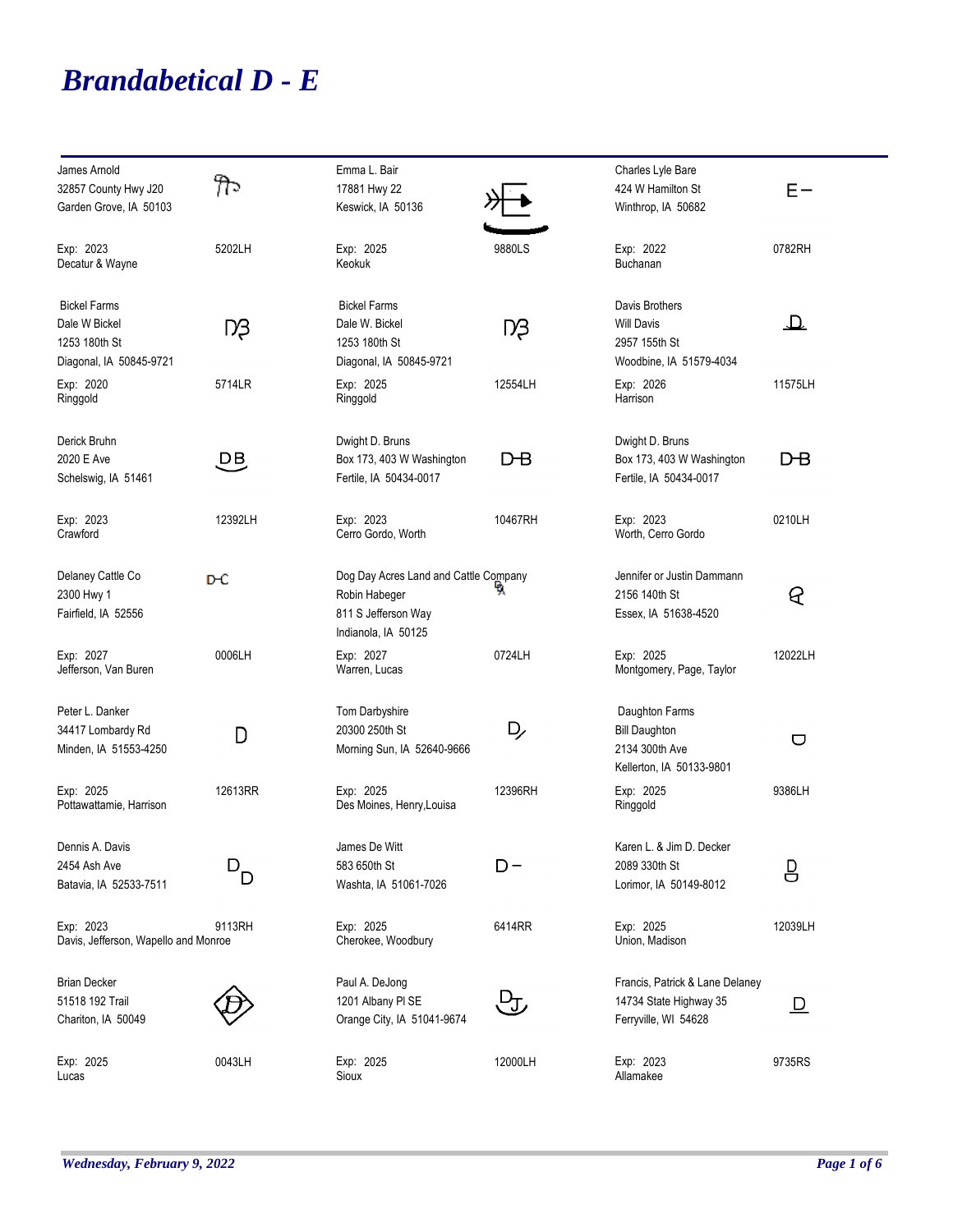# *Brandabetical D - E*

James Arnold
32857 County Hwy J20
Garden Grove, IA 50103

Exp: 2023 — 5202LH
Decatur & Wayne

Emma L. Bair
17881 Hwy 22
Keswick, IA 50136

Exp: 2025 — 9880LS
Keokuk

Charles Lyle Bare
424 W Hamilton St
Winthrop, IA 50682

E–

Exp: 2022 — 0782RH
Buchanan

Bickel Farms
Dale W Bickel
1253 180th St
Diagonal, IA 50845-9721

Exp: 2020 — 5714LR
Ringgold

Bickel Farms
Dale W. Bickel
1253 180th St
Diagonal, IA 50845-9721

Exp: 2025 — 12554LH
Ringgold

Davis Brothers
Will Davis
2957 155th St
Woodbine, IA 51579-4034

Exp: 2026 — 11575LH
Harrison

Derick Bruhn
2020 E Ave
Schelswig, IA 51461

DB

Exp: 2023 — 12392LH
Crawford

Dwight D. Bruns
Box 173, 403 W Washington
Fertile, IA 50434-0017

D-B

Exp: 2023 — 10467RH
Cerro Gordo, Worth

Dwight D. Bruns
Box 173, 403 W Washington
Fertile, IA 50434-0017

D-B

Exp: 2023 — 0210LH
Worth, Cerro Gordo

Delaney Cattle Co
2300 Hwy 1
Fairfield, IA 52556

D-C

Exp: 2027 — 0006LH
Jefferson, Van Buren

Dog Day Acres Land and Cattle Company
Robin Habeger
811 S Jefferson Way
Indianola, IA 50125

Exp: 2027 — 0724LH
Warren, Lucas

Jennifer or Justin Dammann
2156 140th St
Essex, IA 51638-4520

Exp: 2025 — 12022LH
Montgomery, Page, Taylor

Peter L. Danker
34417 Lombardy Rd
Minden, IA 51553-4250

D

Exp: 2025 — 12613RR
Pottawattamie, Harrison

Tom Darbyshire
20300 250th St
Morning Sun, IA 52640-9666

Exp: 2025 — 12396RH
Des Moines, Henry,Louisa

Daughton Farms
Bill Daughton
2134 300th Ave
Kellerton, IA 50133-9801

Exp: 2025 — 9386LH
Ringgold

Dennis A. Davis
2454 Ash Ave
Batavia, IA 52533-7511

Exp: 2023 — 9113RH
Davis, Jefferson, Wapello and Monroe

James De Witt
583 650th St
Washta, IA 51061-7026

D–

Exp: 2025 — 6414RR
Cherokee, Woodbury

Karen L. & Jim D. Decker
2089 330th St
Lorimor, IA 50149-8012

Exp: 2025 — 12039LH
Union, Madison

Brian Decker
51518 192 Trail
Chariton, IA 50049

Exp: 2025 — 0043LH
Lucas

Paul A. DeJong
1201 Albany Pl SE
Orange City, IA 51041-9674

Exp: 2025 — 12000LH
Sioux

Francis, Patrick & Lane Delaney
14734 State Highway 35
Ferryville, WI 54628

Exp: 2023 — 9735RS
Allamakee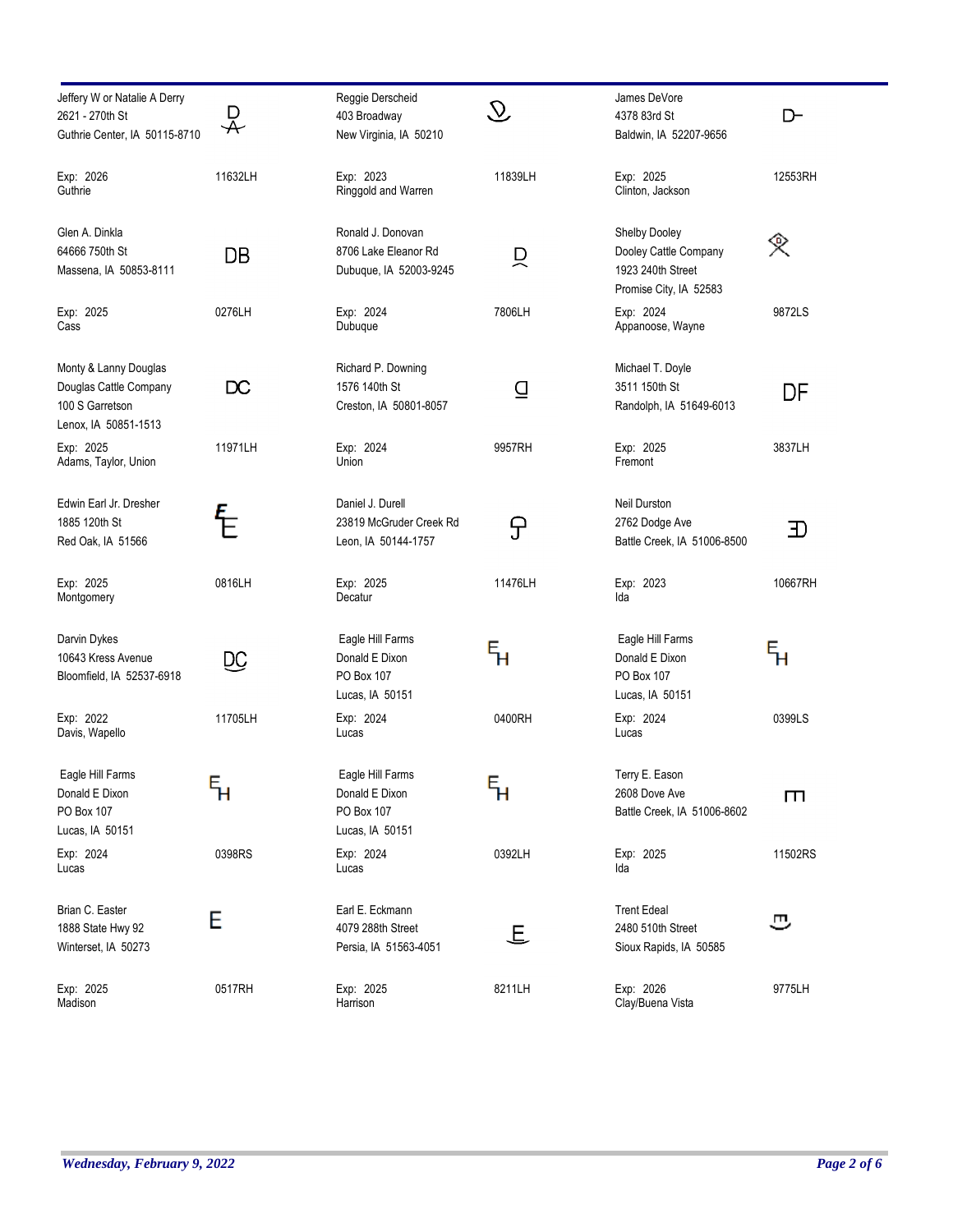| Owner | Brand | Owner | Brand | Owner | Brand |
|---|---|---|---|---|---|
| Jeffery W or Natalie A Derry<br>2621 - 270th St<br>Guthrie Center, IA 50115-8710<br><br>Exp: 2026<br>Guthrie | 11632LH | Reggie Derscheid<br>403 Broadway<br>New Virginia, IA 50210<br><br>Exp: 2023<br>Ringgold and Warren | 11839LH | James DeVore<br>4378 83rd St<br>Baldwin, IA 52207-9656<br><br>Exp: 2025<br>Clinton, Jackson | 12553RH |
| Glen A. Dinkla<br>64666 750th St<br>Massena, IA 50853-8111<br><br>Exp: 2025<br>Cass | DB<br>0276LH | Ronald J. Donovan<br>8706 Lake Eleanor Rd<br>Dubuque, IA 52003-9245<br><br>Exp: 2024<br>Dubuque | 7806LH | Shelby Dooley<br>Dooley Cattle Company<br>1923 240th Street<br>Promise City, IA 52583<br><br>Exp: 2024<br>Appanoose, Wayne | 9872LS |
| Monty & Lanny Douglas<br>Douglas Cattle Company<br>100 S Garretson<br>Lenox, IA 50851-1513<br><br>Exp: 2025<br>Adams, Taylor, Union | DC<br>11971LH | Richard P. Downing<br>1576 140th St<br>Creston, IA 50801-8057<br><br>Exp: 2024<br>Union | 9957RH | Michael T. Doyle<br>3511 150th St<br>Randolph, IA 51649-6013<br><br>Exp: 2025<br>Fremont | DF<br>3837LH |
| Edwin Earl Jr. Dresher<br>1885 120th St<br>Red Oak, IA 51566<br><br>Exp: 2025<br>Montgomery | 0816LH | Daniel J. Durell<br>23819 McGruder Creek Rd<br>Leon, IA 50144-1757<br><br>Exp: 2025<br>Decatur | 11476LH | Neil Durston<br>2762 Dodge Ave<br>Battle Creek, IA 51006-8500<br><br>Exp: 2023<br>Ida | 10667RH |
| Darvin Dykes<br>10643 Kress Avenue<br>Bloomfield, IA 52537-6918<br><br>Exp: 2022<br>Davis, Wapello | DC<br>11705LH | Eagle Hill Farms<br>Donald E Dixon<br>PO Box 107<br>Lucas, IA 50151<br><br>Exp: 2024<br>Lucas | EH<br>0400RH | Eagle Hill Farms<br>Donald E Dixon<br>PO Box 107<br>Lucas, IA 50151<br><br>Exp: 2024<br>Lucas | EH<br>0399LS |
| Eagle Hill Farms<br>Donald E Dixon<br>PO Box 107<br>Lucas, IA 50151<br><br>Exp: 2024<br>Lucas | EH<br>0398RS | Eagle Hill Farms<br>Donald E Dixon<br>PO Box 107<br>Lucas, IA 50151<br><br>Exp: 2024<br>Lucas | EH<br>0392LH | Terry E. Eason<br>2608 Dove Ave<br>Battle Creek, IA 51006-8602<br><br>Exp: 2025<br>Ida | 11502RS |
| Brian C. Easter<br>1888 State Hwy 92<br>Winterset, IA 50273<br><br>Exp: 2025<br>Madison | E<br>0517RH | Earl E. Eckmann<br>4079 288th Street<br>Persia, IA 51563-4051<br><br>Exp: 2025<br>Harrison | E<br>8211LH | Trent Edeal<br>2480 510th Street<br>Sioux Rapids, IA 50585<br><br>Exp: 2026<br>Clay/Buena Vista | 9775LH |

*Wednesday, February 9, 2022*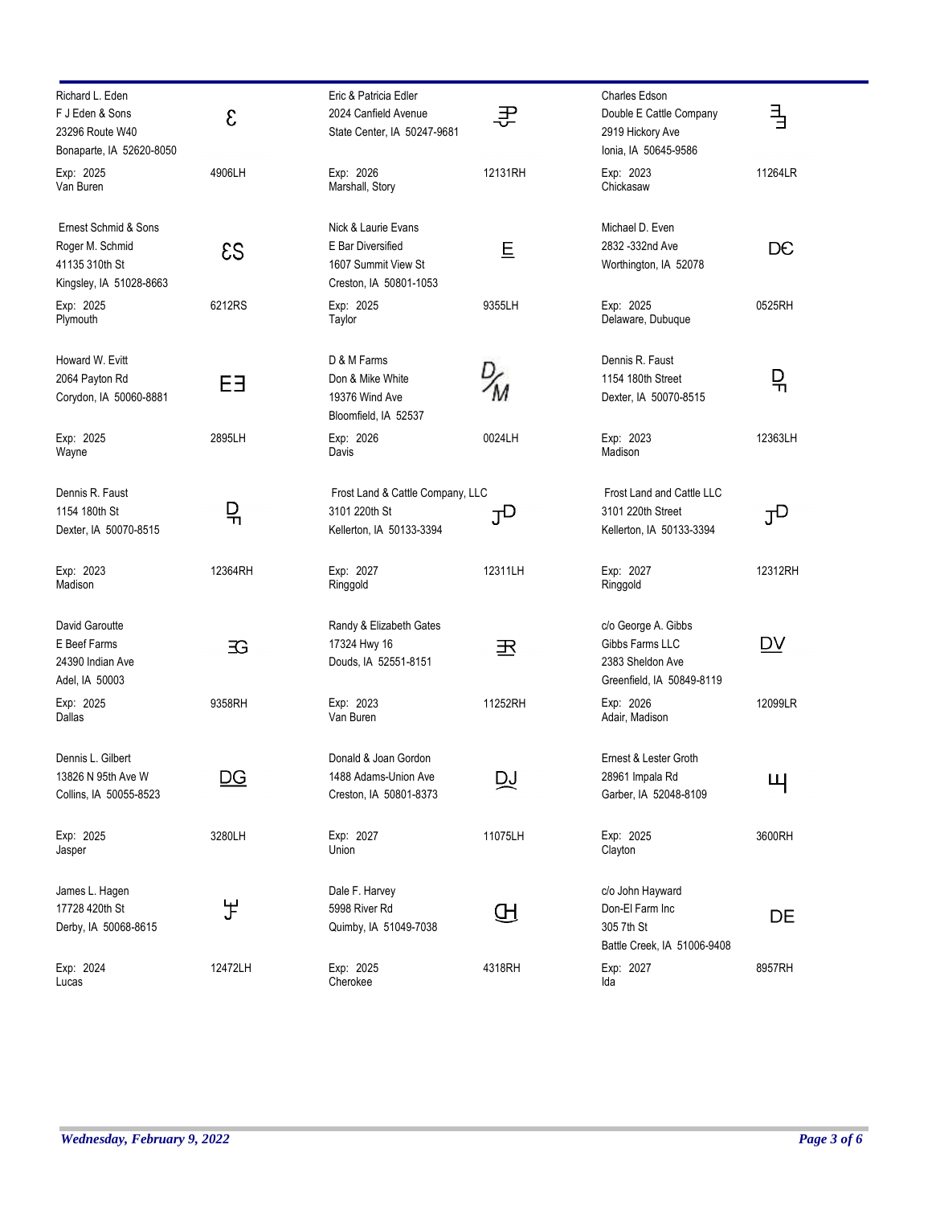| Name / Address | Brand | Name / Address | Brand | Name / Address | Brand |
|---|---|---|---|---|---|
| Richard L. Eden<br>F J Eden & Sons<br>23296 Route W40<br>Bonaparte, IA 52620-8050<br>Exp: 2025<br>Van Buren | Ɛ<br>4906LH | Eric & Patricia Edler<br>2024 Canfield Avenue<br>State Center, IA 50247-9681<br>Exp: 2026<br>Marshall, Story | 12131RH | Charles Edson<br>Double E Cattle Company<br>2919 Hickory Ave<br>Ionia, IA 50645-9586<br>Exp: 2023<br>Chickasaw | 11264LR |
| Ernest Schmid & Sons<br>Roger M. Schmid<br>41135 310th St<br>Kingsley, IA 51028-8663<br>Exp: 2025<br>Plymouth | ƐS<br>6212RS | Nick & Laurie Evans<br>E Bar Diversified<br>1607 Summit View St<br>Creston, IA 50801-1053<br>Exp: 2025<br>Taylor | E<br>9355LH | Michael D. Even<br>2832 -332nd Ave<br>Worthington, IA 52078<br>Exp: 2025<br>Delaware, Dubuque | DЄ<br>0525RH |
| Howard W. Evitt<br>2064 Payton Rd<br>Corydon, IA 50060-8881<br>Exp: 2025<br>Wayne | EƎ<br>2895LH | D & M Farms<br>Don & Mike White<br>19376 Wind Ave<br>Bloomfield, IA 52537<br>Exp: 2026<br>Davis | D/M<br>0024LH | Dennis R. Faust<br>1154 180th Street<br>Dexter, IA 50070-8515<br>Exp: 2023<br>Madison | 12363LH |
| Dennis R. Faust<br>1154 180th St<br>Dexter, IA 50070-8515<br>Exp: 2023<br>Madison | 12364RH | Frost Land & Cattle Company, LLC<br>3101 220th St<br>Kellerton, IA 50133-3394<br>Exp: 2027<br>Ringgold | JD<br>12311LH | Frost Land and Cattle LLC<br>3101 220th Street<br>Kellerton, IA 50133-3394<br>Exp: 2027<br>Ringgold | JD<br>12312RH |
| David Garoutte<br>E Beef Farms<br>24390 Indian Ave<br>Adel, IA 50003<br>Exp: 2025<br>Dallas | ƎG<br>9358RH | Randy & Elizabeth Gates<br>17324 Hwy 16<br>Douds, IA 52551-8151<br>Exp: 2023<br>Van Buren | ƎR<br>11252RH | c/o George A. Gibbs<br>Gibbs Farms LLC<br>2383 Sheldon Ave<br>Greenfield, IA 50849-8119<br>Exp: 2026<br>Adair, Madison | DV<br>12099LR |
| Dennis L. Gilbert<br>13826 N 95th Ave W<br>Collins, IA 50055-8523<br>Exp: 2025<br>Jasper | DG<br>3280LH | Donald & Joan Gordon<br>1488 Adams-Union Ave<br>Creston, IA 50801-8373<br>Exp: 2027<br>Union | DJ<br>11075LH | Ernest & Lester Groth<br>28961 Impala Rd<br>Garber, IA 52048-8109<br>Exp: 2025<br>Clayton | 3600RH |
| James L. Hagen<br>17728 420th St<br>Derby, IA 50068-8615<br>Exp: 2024<br>Lucas | 12472LH | Dale F. Harvey<br>5998 River Rd<br>Quimby, IA 51049-7038<br>Exp: 2025<br>Cherokee | GH<br>4318RH | c/o John Hayward<br>Don-El Farm Inc<br>305 7th St<br>Battle Creek, IA 51006-9408<br>Exp: 2027<br>Ida | DE<br>8957RH |

*Wednesday, February 9, 2022*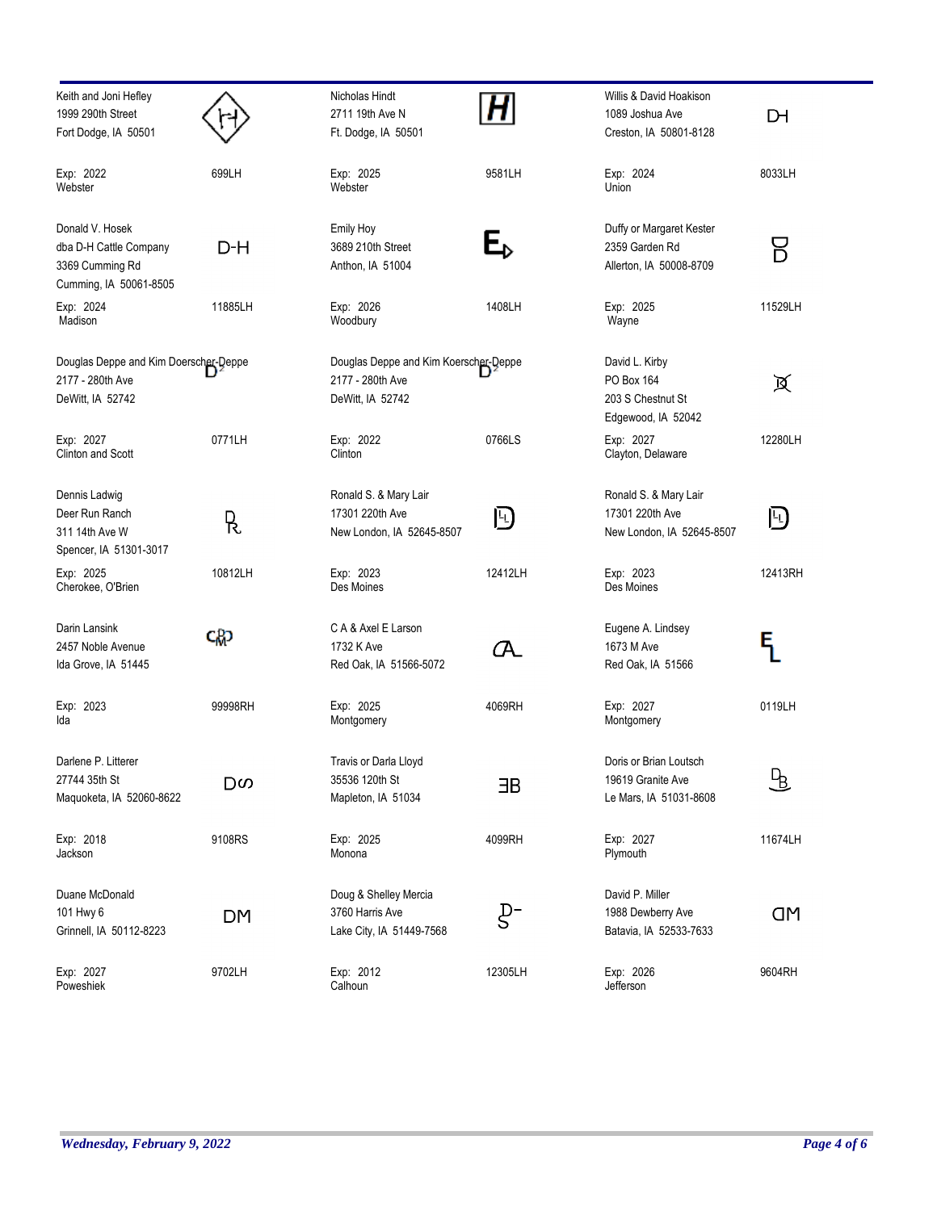Keith and Joni Hefley
1999 290th Street
Fort Dodge, IA 50501

Exp: 2022 — 699LH
Webster

Nicholas Hindt
2711 19th Ave N
Ft. Dodge, IA 50501

Exp: 2025 — 9581LH
Webster

Willis & David Hoakison
1089 Joshua Ave
Creston, IA 50801-8128

Exp: 2024 — 8033LH
Union

Donald V. Hosek
dba D-H Cattle Company
3369 Cumming Rd
Cumming, IA 50061-8505

Exp: 2024 — 11885LH
Madison

Emily Hoy
3689 210th Street
Anthon, IA 51004

Exp: 2026 — 1408LH
Woodbury

Duffy or Margaret Kester
2359 Garden Rd
Allerton, IA 50008-8709

Exp: 2025 — 11529LH
Wayne

Douglas Deppe and Kim Doerscher-Deppe
2177 - 280th Ave
DeWitt, IA 52742

Exp: 2027 — 0771LH
Clinton and Scott

Douglas Deppe and Kim Koerscher-Deppe
2177 - 280th Ave
DeWitt, IA 52742

Exp: 2022 — 0766LS
Clinton

David L. Kirby
PO Box 164
203 S Chestnut St
Edgewood, IA 52042

Exp: 2027 — 12280LH
Clayton, Delaware

Dennis Ladwig
Deer Run Ranch
311 14th Ave W
Spencer, IA 51301-3017

Exp: 2025 — 10812LH
Cherokee, O'Brien

Ronald S. & Mary Lair
17301 220th Ave
New London, IA 52645-8507

Exp: 2023 — 12412LH
Des Moines

Ronald S. & Mary Lair
17301 220th Ave
New London, IA 52645-8507

Exp: 2023 — 12413RH
Des Moines

Darin Lansink
2457 Noble Avenue
Ida Grove, IA 51445

Exp: 2023 — 99998RH
Ida

C A & Axel E Larson
1732 K Ave
Red Oak, IA 51566-5072

Exp: 2025 — 4069RH
Montgomery

Eugene A. Lindsey
1673 M Ave
Red Oak, IA 51566

Exp: 2027 — 0119LH
Montgomery

Darlene P. Litterer
27744 35th St
Maquoketa, IA 52060-8622

Exp: 2018 — 9108RS
Jackson

Travis or Darla Lloyd
35536 120th St
Mapleton, IA 51034

Exp: 2025 — 4099RH
Monona

Doris or Brian Loutsch
19619 Granite Ave
Le Mars, IA 51031-8608

Exp: 2027 — 11674LH
Plymouth

Duane McDonald
101 Hwy 6
Grinnell, IA 50112-8223

Exp: 2027 — 9702LH
Poweshiek

Doug & Shelley Mercia
3760 Harris Ave
Lake City, IA 51449-7568

Exp: 2012 — 12305LH
Calhoun

David P. Miller
1988 Dewberry Ave
Batavia, IA 52533-7633

Exp: 2026 — 9604RH
Jefferson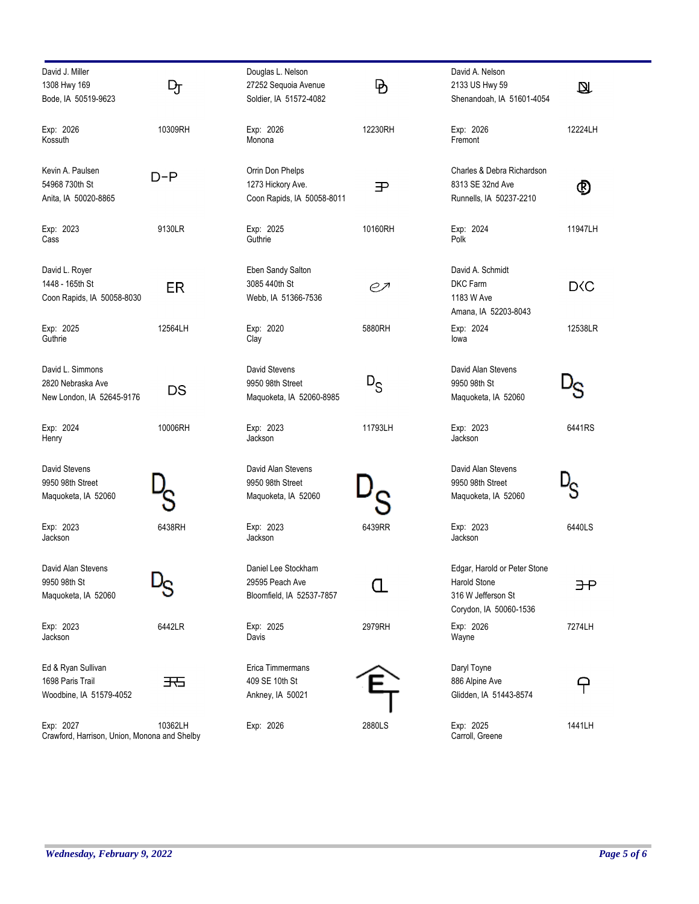| Name / Address | Brand | Name / Address | Brand | Name / Address | Brand |
| --- | --- | --- | --- | --- | --- |
| David J. Miller<br>1308 Hwy 169<br>Bode, IA 50519-9623<br>Exp: 2026<br>Kossuth | DJ<br>10309RH | Douglas L. Nelson<br>27252 Sequoia Avenue<br>Soldier, IA 51572-4082<br>Exp: 2026<br>Monona | 12230RH | David A. Nelson<br>2133 US Hwy 59<br>Shenandoah, IA 51601-4054<br>Exp: 2026<br>Fremont | 12224LH |
| Kevin A. Paulsen<br>54968 730th St<br>Anita, IA 50020-8865<br>Exp: 2023<br>Cass | D-P<br>9130LR | Orrin Don Phelps<br>1273 Hickory Ave.<br>Coon Rapids, IA 50058-8011<br>Exp: 2025<br>Guthrie | 10160RH | Charles & Debra Richardson<br>8313 SE 32nd Ave<br>Runnells, IA 50237-2210<br>Exp: 2024<br>Polk | 11947LH |
| David L. Royer<br>1448 - 165th St<br>Coon Rapids, IA 50058-8030<br>Exp: 2025<br>Guthrie | ER<br>12564LH | Eben Sandy Salton<br>3085 440th St<br>Webb, IA 51366-7536<br>Exp: 2020<br>Clay | 5880RH | David A. Schmidt<br>DKC Farm<br>1183 W Ave<br>Amana, IA 52203-8043<br>Exp: 2024<br>Iowa | D<C<br>12538LR |
| David L. Simmons<br>2820 Nebraska Ave<br>New London, IA 52645-9176<br>Exp: 2024<br>Henry | DS<br>10006RH | David Stevens<br>9950 98th Street<br>Maquoketa, IA 52060-8985<br>Exp: 2023<br>Jackson | DS<br>11793LH | David Alan Stevens<br>9950 98th St<br>Maquoketa, IA 52060<br>Exp: 2023<br>Jackson | DS<br>6441RS |
| David Stevens<br>9950 98th Street<br>Maquoketa, IA 52060<br>Exp: 2023<br>Jackson | DS<br>6438RH | David Alan Stevens<br>9950 98th Street<br>Maquoketa, IA 52060<br>Exp: 2023<br>Jackson | DS<br>6439RR | David Alan Stevens<br>9950 98th Street<br>Maquoketa, IA 52060<br>Exp: 2023<br>Jackson | DS<br>6440LS |
| David Alan Stevens<br>9950 98th St<br>Maquoketa, IA 52060<br>Exp: 2023<br>Jackson | DS<br>6442LR | Daniel Lee Stockham<br>29595 Peach Ave<br>Bloomfield, IA 52537-7857<br>Exp: 2025<br>Davis | 2979RH | Edgar, Harold or Peter Stone<br>Harold Stone<br>316 W Jefferson St<br>Corydon, IA 50060-1536<br>Exp: 2026<br>Wayne | 7274LH |
| Ed & Ryan Sullivan<br>1698 Paris Trail<br>Woodbine, IA 51579-4052<br>Exp: 2027<br>Crawford, Harrison, Union, Monona and Shelby | 10362LH | Erica Timmermans<br>409 SE 10th St<br>Ankney, IA 50021<br>Exp: 2026 | ET<br>2880LS | Daryl Toyne<br>886 Alpine Ave<br>Glidden, IA 51443-8574<br>Exp: 2025<br>Carroll, Greene | 1441LH |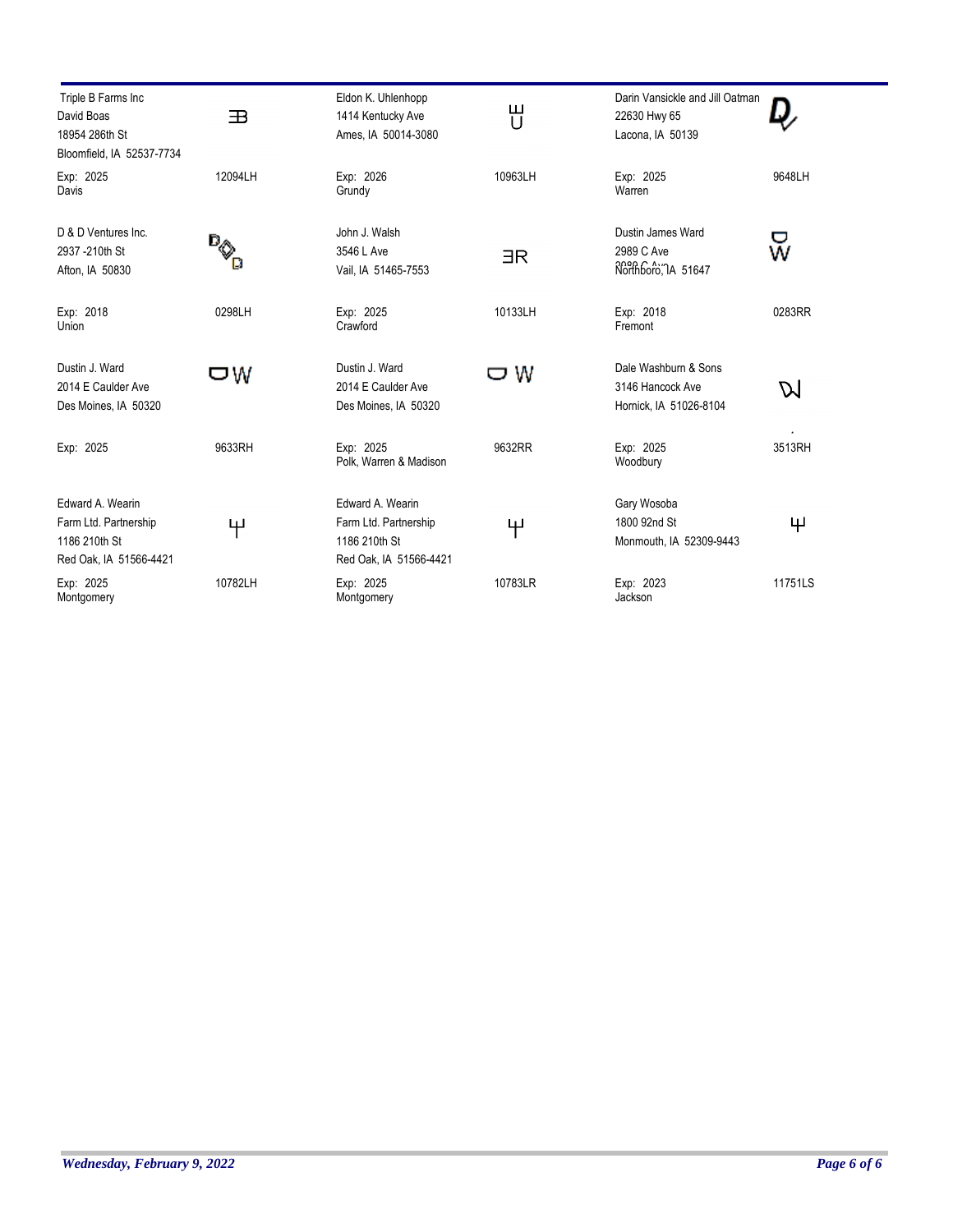Triple B Farms Inc
David Boas
18954 286th St
Bloomfield, IA 52537-7734

Exp: 2025
Davis

12094LH

Eldon K. Uhlenhopp
1414 Kentucky Ave
Ames, IA 50014-3080

Exp: 2026
Grundy

10963LH

Darin Vansickle and Jill Oatman
22630 Hwy 65
Lacona, IA 50139

Exp: 2025
Warren

9648LH

D & D Ventures Inc.
2937 -210th St
Afton, IA 50830

Exp: 2018
Union

0298LH

John J. Walsh
3546 L Ave
Vail, IA 51465-7553

Exp: 2025
Crawford

10133LH

Dustin James Ward
2989 C Ave
Northboro, IA 51647

Exp: 2018
Fremont

0283RR

Dustin J. Ward
2014 E Caulder Ave
Des Moines, IA 50320

Exp: 2025

9633RH

Dustin J. Ward
2014 E Caulder Ave
Des Moines, IA 50320

Exp: 2025
Polk, Warren & Madison

9632RR

Dale Washburn & Sons
3146 Hancock Ave
Hornick, IA 51026-8104

Exp: 2025
Woodbury

3513RH

Edward A. Wearin
Farm Ltd. Partnership
1186 210th St
Red Oak, IA 51566-4421

Exp: 2025
Montgomery

10782LH

Edward A. Wearin
Farm Ltd. Partnership
1186 210th St
Red Oak, IA 51566-4421

Exp: 2025
Montgomery

10783LR

Gary Wosoba
1800 92nd St
Monmouth, IA 52309-9443

Exp: 2023
Jackson

11751LS